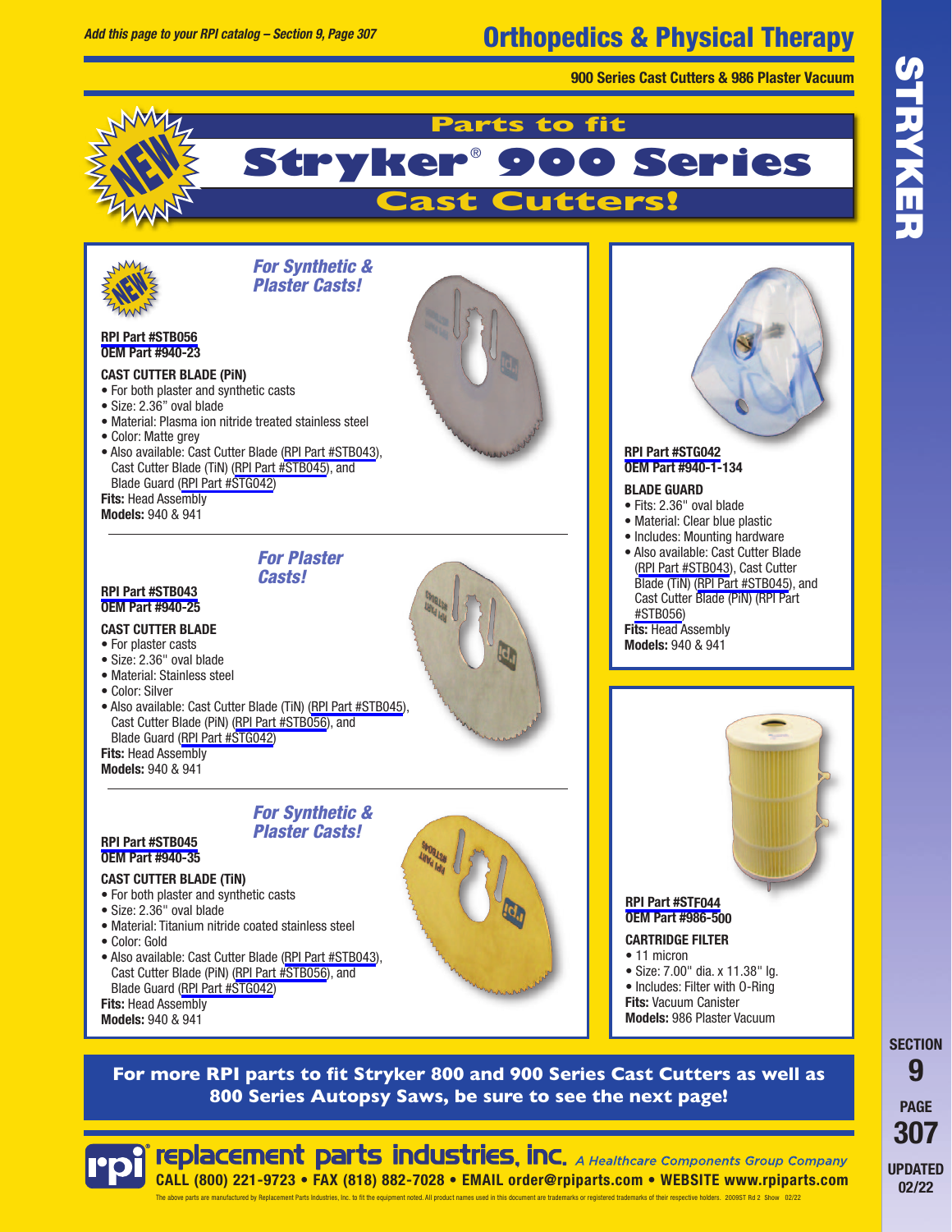*Add this page to your RPI catalog – Section 9, Page 307*

# Orthopedics & Physical Therapy

**900 Series Cast Cutters & 986 Plaster Vacuum**

NEW

## Parts to fit Stryker® 900 Series Cast Cutters!

NEW

***For Synthetic & Plaster Casts!***

**RPI Part #STB056**
**OEM Part #940-23**

**CAST CUTTER BLADE (PiN)**

- For both plaster and synthetic casts
- Size: 2.36" oval blade
- Material: Plasma ion nitride treated stainless steel
- Color: Matte grey
- Also available: Cast Cutter Blade (RPI Part #STB043), Cast Cutter Blade (TiN) (RPI Part #STB045), and Blade Guard (RPI Part #STG042)

**Fits:** Head Assembly
**Models:** 940 & 941

***For Plaster Casts!***

**RPI Part #STB043**
**OEM Part #940-25**

**CAST CUTTER BLADE**

- For plaster casts
- Size: 2.36" oval blade
- Material: Stainless steel
- Color: Silver
- Also available: Cast Cutter Blade (TiN) (RPI Part #STB045), Cast Cutter Blade (PiN) (RPI Part #STB056), and Blade Guard (RPI Part #STG042)

**Fits:** Head Assembly
**Models:** 940 & 941

***For Synthetic & Plaster Casts!***

**RPI Part #STB045**
**OEM Part #940-35**

**CAST CUTTER BLADE (TiN)**

- For both plaster and synthetic casts
- Size: 2.36" oval blade
- Material: Titanium nitride coated stainless steel
- Color: Gold
- Also available: Cast Cutter Blade (RPI Part #STB043), Cast Cutter Blade (PiN) (RPI Part #STB056), and Blade Guard (RPI Part #STG042)

**Fits:** Head Assembly
**Models:** 940 & 941

**RPI Part #STG042**
**OEM Part #940-1-134**

**BLADE GUARD**

- Fits: 2.36" oval blade
- Material: Clear blue plastic
- Includes: Mounting hardware
- Also available: Cast Cutter Blade (RPI Part #STB043), Cast Cutter Blade (TiN) (RPI Part #STB045), and Cast Cutter Blade (PiN) (RPI Part #STB056)

**Fits:** Head Assembly
**Models:** 940 & 941

**RPI Part #STF044**
**OEM Part #986-500**

**CARTRIDGE FILTER**

- 11 micron
- Size: 7.00" dia. x 11.38" lg.
- Includes: Filter with O-Ring

**Fits:** Vacuum Canister
**Models:** 986 Plaster Vacuum

**For more RPI parts to fit Stryker 800 and 900 Series Cast Cutters as well as 800 Series Autopsy Saws, be sure to see the next page!**

**rpi® replacement parts industries, inc.** *A Healthcare Components Group Company*

**CALL (800) 221-9723 • FAX (818) 882-7028 • EMAIL order@rpiparts.com • WEBSITE www.rpiparts.com**

The above parts are manufactured by Replacement Parts Industries, Inc. to fit the equipment noted. All product names used in this document are trademarks or registered trademarks of their respective holders. 2009ST Rd 2 Show 02/22

STRYKER

SECTION 9 PAGE 307 UPDATED 02/22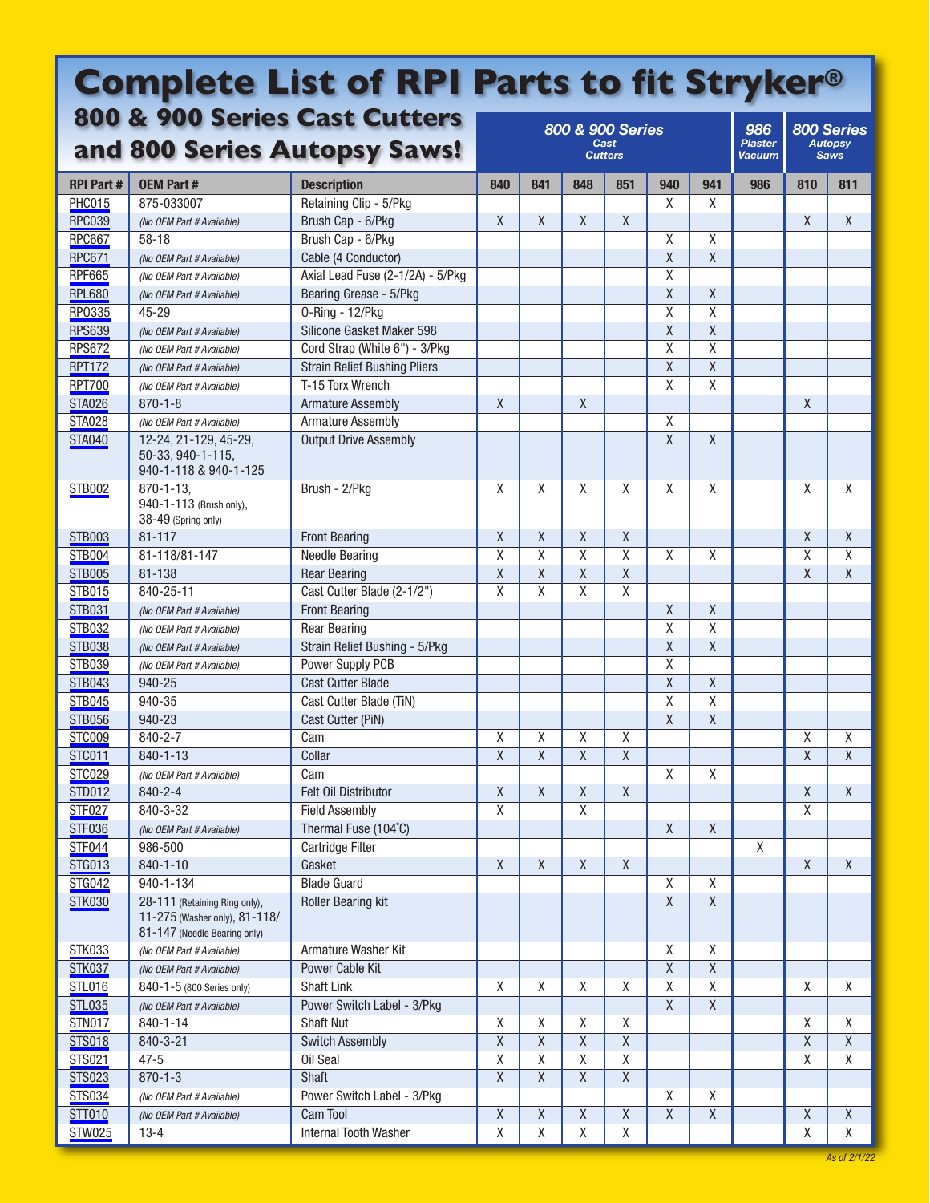# Complete List of RPI Parts to fit Stryker®

## 800 & 900 Series Cast Cutters and 800 Series Autopsy Saws!

| RPI Part # | OEM Part # | Description | 800 & 900 Series Cast Cutters | | | | | | 986 Plaster Vacuum | 800 Series Autopsy Saws | |
|---|---|---|---|---|---|---|---|---|---|---|---|
| | | | 840 | 841 | 848 | 851 | 940 | 941 | 986 | 810 | 811 |
| PHC015 | 875-033007 | Retaining Clip - 5/Pkg | | | | | X | X | | | |
| RPC039 | *(No OEM Part # Available)* | Brush Cap - 6/Pkg | X | X | X | X | | | | X | X |
| RPC667 | 58-18 | Brush Cap - 6/Pkg | | | | | X | X | | | |
| RPC671 | *(No OEM Part # Available)* | Cable (4 Conductor) | | | | | X | X | | | |
| RPF665 | *(No OEM Part # Available)* | Axial Lead Fuse (2-1/2A) - 5/Pkg | | | | | X | | | | |
| RPL680 | *(No OEM Part # Available)* | Bearing Grease - 5/Pkg | | | | | X | X | | | |
| RPO335 | 45-29 | O-Ring - 12/Pkg | | | | | X | X | | | |
| RPS639 | *(No OEM Part # Available)* | Silicone Gasket Maker 598 | | | | | X | X | | | |
| RPS672 | *(No OEM Part # Available)* | Cord Strap (White 6") - 3/Pkg | | | | | X | X | | | |
| RPT172 | *(No OEM Part # Available)* | Strain Relief Bushing Pliers | | | | | X | X | | | |
| RPT700 | *(No OEM Part # Available)* | T-15 Torx Wrench | | | | | X | X | | | |
| STA026 | 870-1-8 | Armature Assembly | X | | X | | | | | X | |
| STA028 | *(No OEM Part # Available)* | Armature Assembly | | | | | X | | | | |
| STA040 | 12-24, 21-129, 45-29, 50-33, 940-1-115, 940-1-118 & 940-1-125 | Output Drive Assembly | | | | | X | X | | | |
| STB002 | 870-1-13, 940-1-113 (Brush only), 38-49 (Spring only) | Brush - 2/Pkg | X | X | X | X | X | X | | X | X |
| STB003 | 81-117 | Front Bearing | X | X | X | X | | | | X | X |
| STB004 | 81-118/81-147 | Needle Bearing | X | X | X | X | X | X | | X | X |
| STB005 | 81-138 | Rear Bearing | X | X | X | X | | | | X | X |
| STB015 | 840-25-11 | Cast Cutter Blade (2-1/2") | X | X | X | X | | | | | |
| STB031 | *(No OEM Part # Available)* | Front Bearing | | | | | X | X | | | |
| STB032 | *(No OEM Part # Available)* | Rear Bearing | | | | | X | X | | | |
| STB038 | *(No OEM Part # Available)* | Strain Relief Bushing - 5/Pkg | | | | | X | X | | | |
| STB039 | *(No OEM Part # Available)* | Power Supply PCB | | | | | X | | | | |
| STB043 | 940-25 | Cast Cutter Blade | | | | | X | X | | | |
| STB045 | 940-35 | Cast Cutter Blade (TiN) | | | | | X | X | | | |
| STB056 | 940-23 | Cast Cutter (PiN) | | | | | X | X | | | |
| STC009 | 840-2-7 | Cam | X | X | X | X | | | | X | X |
| STC011 | 840-1-13 | Collar | X | X | X | X | | | | X | X |
| STC029 | *(No OEM Part # Available)* | Cam | | | | | X | X | | | |
| STD012 | 840-2-4 | Felt Oil Distributor | X | X | X | X | | | | X | X |
| STF027 | 840-3-32 | Field Assembly | X | | X | | | | | X | |
| STF036 | *(No OEM Part # Available)* | Thermal Fuse (104˚C) | | | | | X | X | | | |
| STF044 | 986-500 | Cartridge Filter | | | | | | | X | | |
| STG013 | 840-1-10 | Gasket | X | X | X | X | | | | X | X |
| STG042 | 940-1-134 | Blade Guard | | | | | X | X | | | |
| STK030 | 28-111 (Retaining Ring only), 11-275 (Washer only), 81-118/ 81-147 (Needle Bearing only) | Roller Bearing kit | | | | | X | X | | | |
| STK033 | *(No OEM Part # Available)* | Armature Washer Kit | | | | | X | X | | | |
| STK037 | *(No OEM Part # Available)* | Power Cable Kit | | | | | X | X | | | |
| STL016 | 840-1-5 (800 Series only) | Shaft Link | X | X | X | X | X | X | | X | X |
| STL035 | *(No OEM Part # Available)* | Power Switch Label - 3/Pkg | | | | | X | X | | | |
| STN017 | 840-1-14 | Shaft Nut | X | X | X | X | | | | X | X |
| STS018 | 840-3-21 | Switch Assembly | X | X | X | X | | | | X | X |
| STS021 | 47-5 | Oil Seal | X | X | X | X | | | | X | X |
| STS023 | 870-1-3 | Shaft | X | X | X | X | | | | | |
| STS034 | *(No OEM Part # Available)* | Power Switch Label - 3/Pkg | | | | | X | X | | | |
| STT010 | *(No OEM Part # Available)* | Cam Tool | X | X | X | X | X | X | | X | X |
| STW025 | 13-4 | Internal Tooth Washer | X | X | X | X | | | | X | X |

*As of 2/1/22*